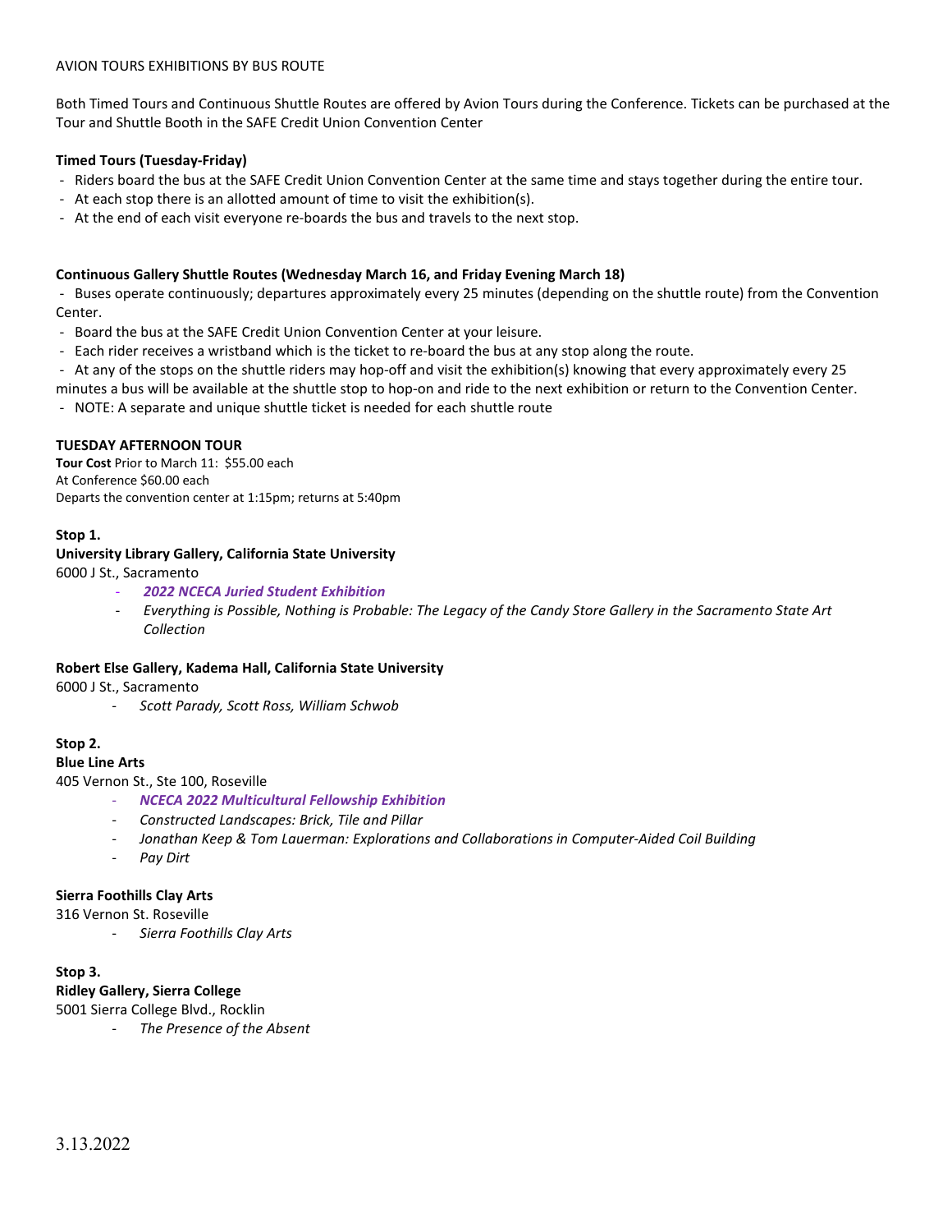# AVION TOURS EXHIBITIONS BY BUS ROUTE

Both Timed Tours and Continuous Shuttle Routes are offered by Avion Tours during the Conference. Tickets can be purchased at the Tour and Shuttle Booth in the SAFE Credit Union Convention Center

**Timed Tours (Tuesday-Friday)**

- Riders board the bus at the SAFE Credit Union Convention Center at the same time and stays together during the entire tour.
- At each stop there is an allotted amount of time to visit the exhibition(s).
- At the end of each visit everyone re-boards the bus and travels to the next stop.

**Continuous Gallery Shuttle Routes (Wednesday March 16, and Friday Evening March 18)**

- Buses operate continuously; departures approximately every 25 minutes (depending on the shuttle route) from the Convention Center.
- Board the bus at the SAFE Credit Union Convention Center at your leisure.
- Each rider receives a wristband which is the ticket to re-board the bus at any stop along the route.
- At any of the stops on the shuttle riders may hop-off and visit the exhibition(s) knowing that every approximately every 25 minutes a bus will be available at the shuttle stop to hop-on and ride to the next exhibition or return to the Convention Center.
- NOTE: A separate and unique shuttle ticket is needed for each shuttle route

## TUESDAY AFTERNOON TOUR

**Tour Cost** Prior to March 11: $55.00 each
At Conference $60.00 each
Departs the convention center at 1:15pm; returns at 5:40pm

**Stop 1.**

**University Library Gallery, California State University**
6000 J St., Sacramento

- ***2022 NCECA Juried Student Exhibition***
- *Everything is Possible, Nothing is Probable: The Legacy of the Candy Store Gallery in the Sacramento State Art Collection*

**Robert Else Gallery, Kadema Hall, California State University**
6000 J St., Sacramento

- *Scott Parady, Scott Ross, William Schwob*

**Stop 2.**

**Blue Line Arts**
405 Vernon St., Ste 100, Roseville

- ***NCECA 2022 Multicultural Fellowship Exhibition***
- *Constructed Landscapes: Brick, Tile and Pillar*
- *Jonathan Keep & Tom Lauerman: Explorations and Collaborations in Computer-Aided Coil Building*
- *Pay Dirt*

**Sierra Foothills Clay Arts**
316 Vernon St. Roseville

- *Sierra Foothills Clay Arts*

**Stop 3.**

**Ridley Gallery, Sierra College**
5001 Sierra College Blvd., Rocklin

- *The Presence of the Absent*

3.13.2022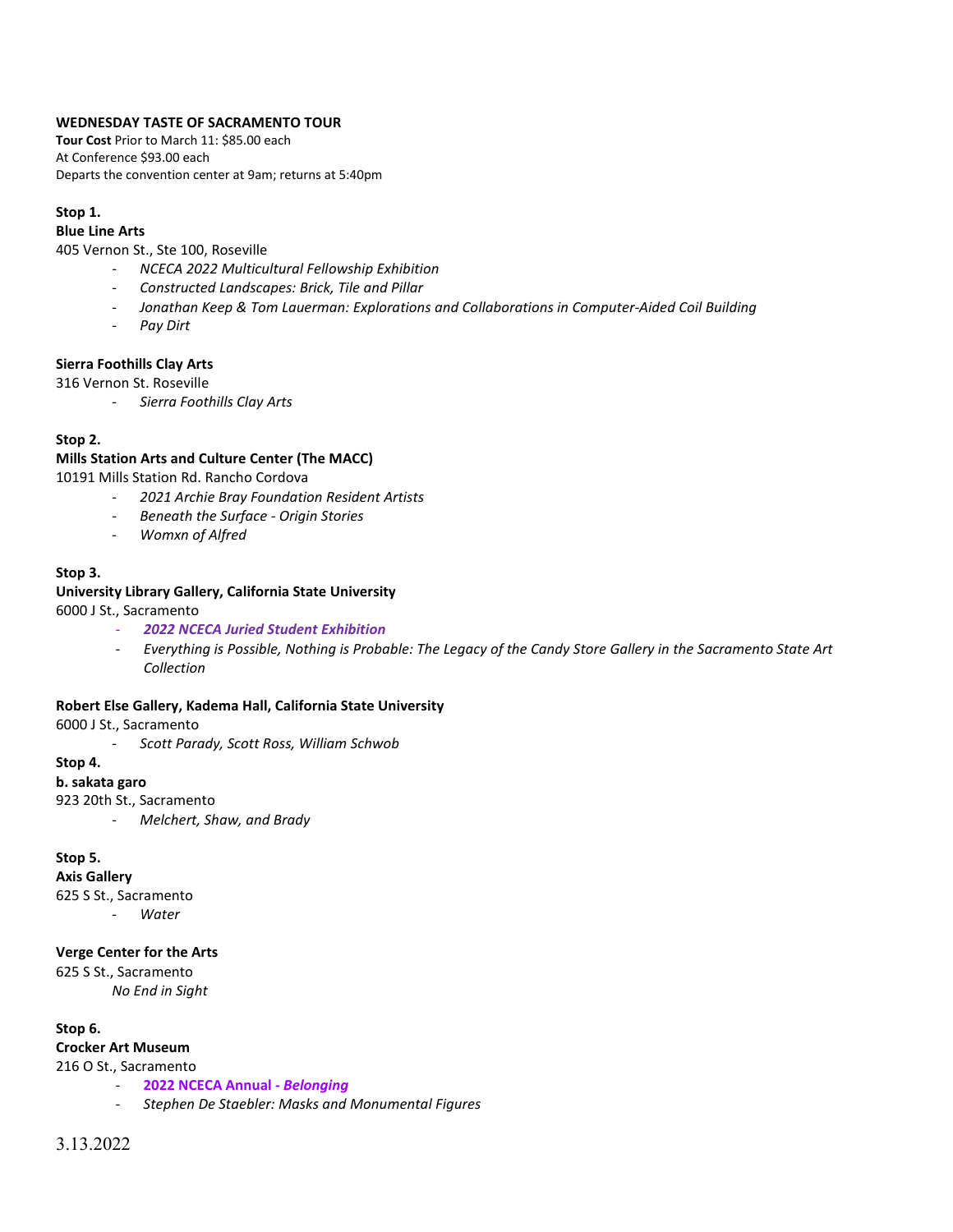**WEDNESDAY TASTE OF SACRAMENTO TOUR**

**Tour Cost** Prior to March 11: $85.00 each
At Conference $93.00 each
Departs the convention center at 9am; returns at 5:40pm

**Stop 1.**
**Blue Line Arts**
405 Vernon St., Ste 100, Roseville

- *NCECA 2022 Multicultural Fellowship Exhibition*
- *Constructed Landscapes: Brick, Tile and Pillar*
- *Jonathan Keep & Tom Lauerman: Explorations and Collaborations in Computer-Aided Coil Building*
- *Pay Dirt*

**Sierra Foothills Clay Arts**
316 Vernon St. Roseville

- *Sierra Foothills Clay Arts*

**Stop 2.**
**Mills Station Arts and Culture Center (The MACC)**
10191 Mills Station Rd. Rancho Cordova

- *2021 Archie Bray Foundation Resident Artists*
- *Beneath the Surface - Origin Stories*
- *Womxn of Alfred*

**Stop 3.**
**University Library Gallery, California State University**
6000 J St., Sacramento

- ***2022 NCECA Juried Student Exhibition***
- *Everything is Possible, Nothing is Probable: The Legacy of the Candy Store Gallery in the Sacramento State Art Collection*

**Robert Else Gallery, Kadema Hall, California State University**
6000 J St., Sacramento

- *Scott Parady, Scott Ross, William Schwob*

**Stop 4.**
**b. sakata garo**
923 20th St., Sacramento

- *Melchert, Shaw, and Brady*

**Stop 5.**
**Axis Gallery**
625 S St., Sacramento

- *Water*

**Verge Center for the Arts**
625 S St., Sacramento
*No End in Sight*

**Stop 6.**
**Crocker Art Museum**
216 O St., Sacramento

- **2022 NCECA Annual - *Belonging***
- *Stephen De Staebler: Masks and Monumental Figures*

3.13.2022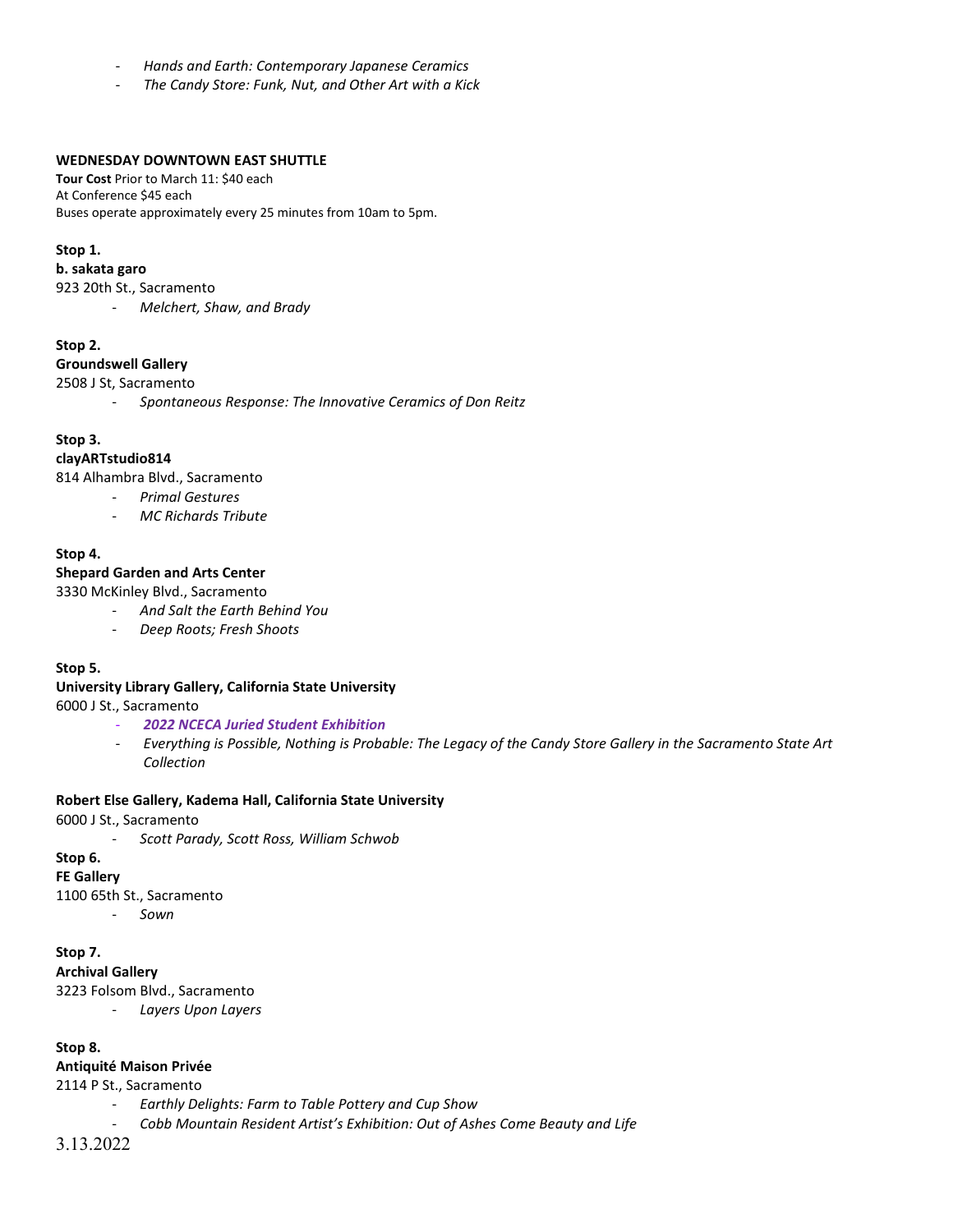- *Hands and Earth: Contemporary Japanese Ceramics*
- *The Candy Store: Funk, Nut, and Other Art with a Kick*

**WEDNESDAY DOWNTOWN EAST SHUTTLE**

**Tour Cost** Prior to March 11: $40 each
At Conference $45 each
Buses operate approximately every 25 minutes from 10am to 5pm.

**Stop 1.**
**b. sakata garo**
923 20th St., Sacramento

- *Melchert, Shaw, and Brady*

**Stop 2.**
**Groundswell Gallery**
2508 J St, Sacramento

- *Spontaneous Response: The Innovative Ceramics of Don Reitz*

**Stop 3.**
**clayARTstudio814**
814 Alhambra Blvd., Sacramento

- *Primal Gestures*
- *MC Richards Tribute*

**Stop 4.**
**Shepard Garden and Arts Center**
3330 McKinley Blvd., Sacramento

- *And Salt the Earth Behind You*
- *Deep Roots; Fresh Shoots*

**Stop 5.**
**University Library Gallery, California State University**
6000 J St., Sacramento

- ***2022 NCECA Juried Student Exhibition***
- *Everything is Possible, Nothing is Probable: The Legacy of the Candy Store Gallery in the Sacramento State Art Collection*

**Robert Else Gallery, Kadema Hall, California State University**
6000 J St., Sacramento

- *Scott Parady, Scott Ross, William Schwob*

**Stop 6.**
**FE Gallery**
1100 65th St., Sacramento

- *Sown*

**Stop 7.**
**Archival Gallery**
3223 Folsom Blvd., Sacramento

- *Layers Upon Layers*

**Stop 8.**
**Antiquité Maison Privée**
2114 P St., Sacramento

- *Earthly Delights: Farm to Table Pottery and Cup Show*
- *Cobb Mountain Resident Artist's Exhibition: Out of Ashes Come Beauty and Life*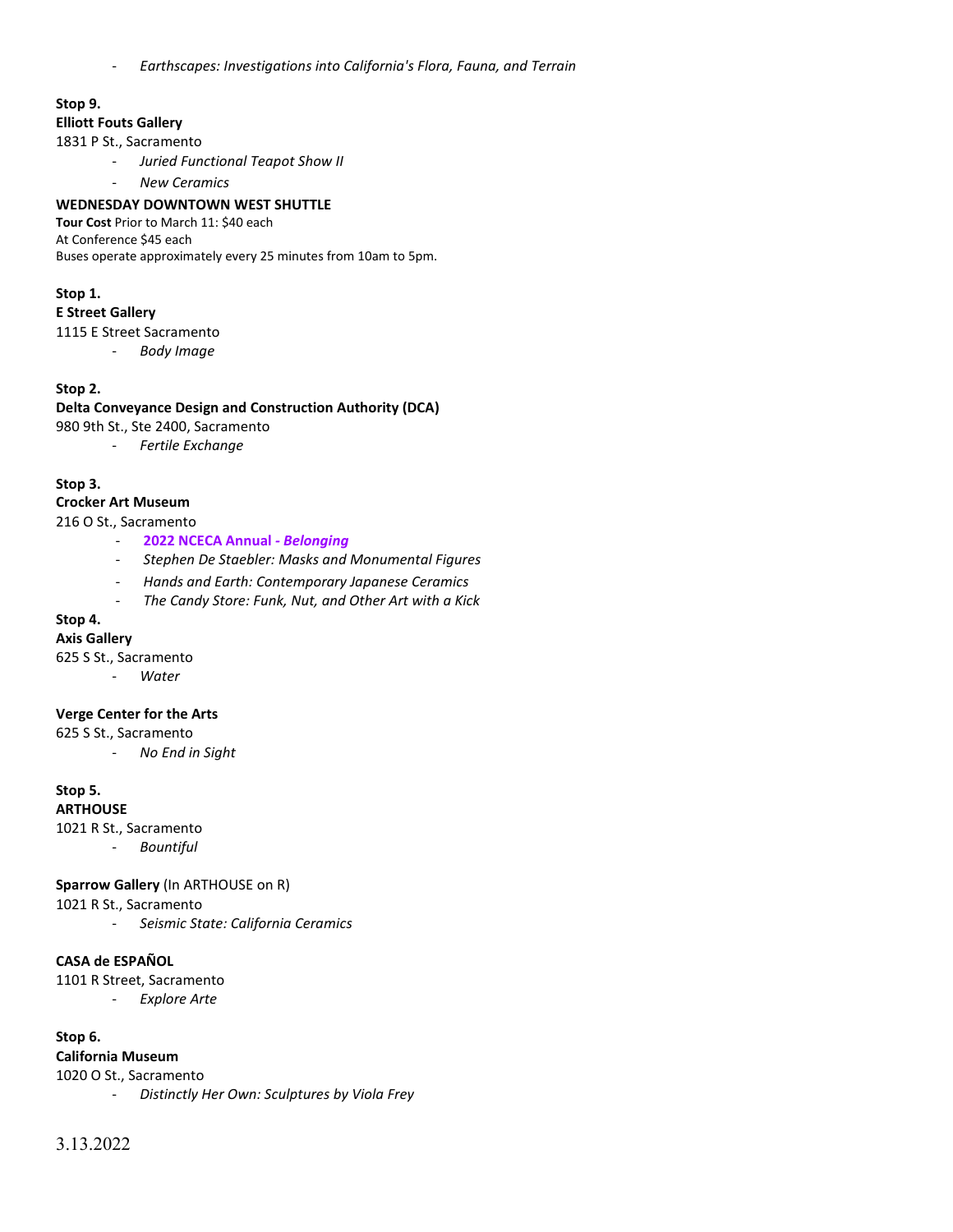- *Earthscapes: Investigations into California's Flora, Fauna, and Terrain*

**Stop 9.**
**Elliott Fouts Gallery**
1831 P St., Sacramento

- *Juried Functional Teapot Show II*
- *New Ceramics*

**WEDNESDAY DOWNTOWN WEST SHUTTLE**
**Tour Cost** Prior to March 11: $40 each
At Conference $45 each
Buses operate approximately every 25 minutes from 10am to 5pm.

**Stop 1.**
**E Street Gallery**
1115 E Street Sacramento

- *Body Image*

**Stop 2.**
**Delta Conveyance Design and Construction Authority (DCA)**
980 9th St., Ste 2400, Sacramento

- *Fertile Exchange*

**Stop 3.**
**Crocker Art Museum**
216 O St., Sacramento

- **2022 NCECA Annual - *Belonging***
- *Stephen De Staebler: Masks and Monumental Figures*
- *Hands and Earth: Contemporary Japanese Ceramics*
- *The Candy Store: Funk, Nut, and Other Art with a Kick*

**Stop 4.**
**Axis Gallery**
625 S St., Sacramento

- *Water*

**Verge Center for the Arts**
625 S St., Sacramento

- *No End in Sight*

**Stop 5.**
**ARTHOUSE**
1021 R St., Sacramento

- *Bountiful*

**Sparrow Gallery** (In ARTHOUSE on R)
1021 R St., Sacramento

- *Seismic State: California Ceramics*

**CASA de ESPAÑOL**
1101 R Street, Sacramento

- *Explore Arte*

**Stop 6.**
**California Museum**
1020 O St., Sacramento

- *Distinctly Her Own: Sculptures by Viola Frey*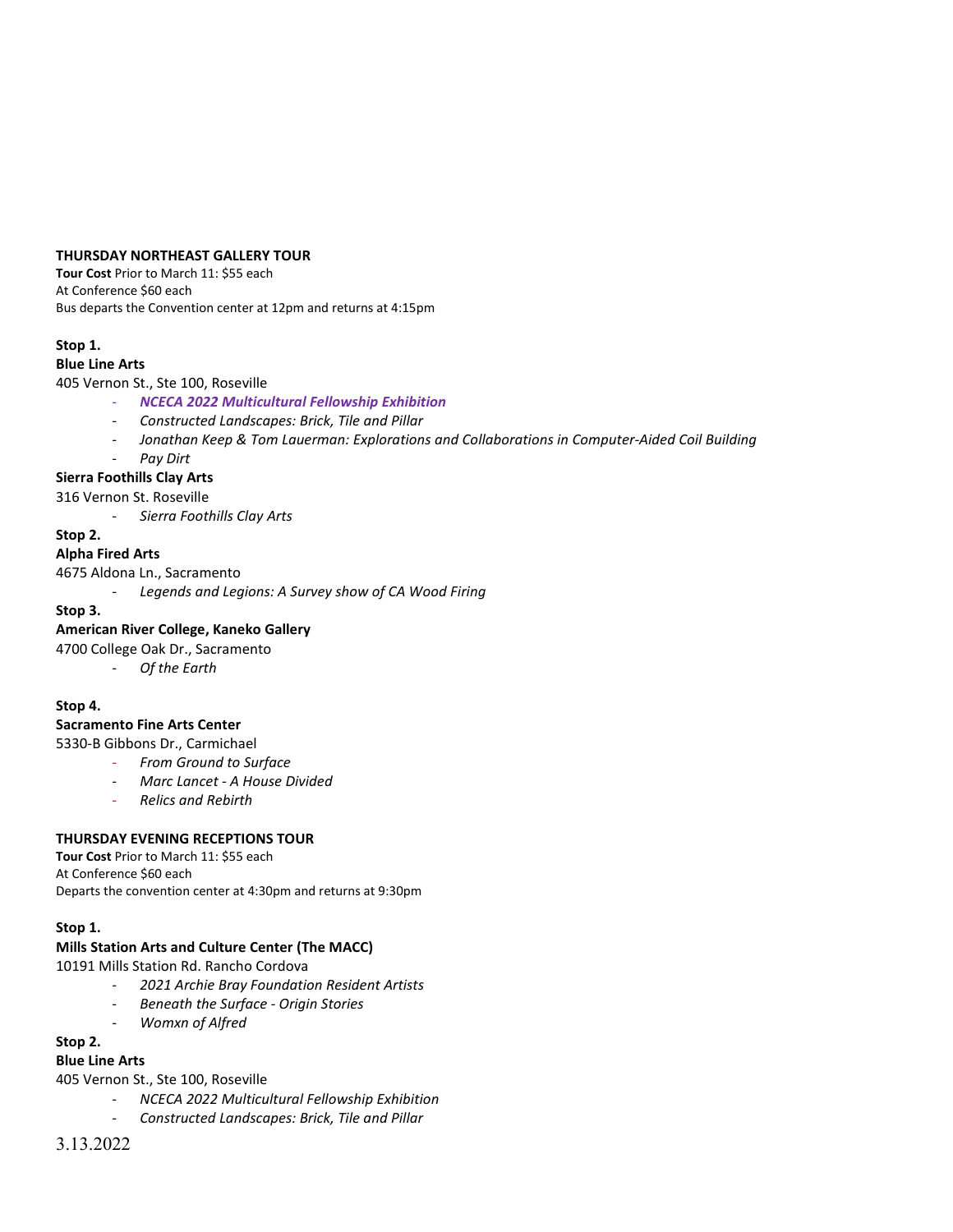**THURSDAY NORTHEAST GALLERY TOUR**

**Tour Cost** Prior to March 11: $55 each
At Conference $60 each
Bus departs the Convention center at 12pm and returns at 4:15pm

**Stop 1.**

**Blue Line Arts**

405 Vernon St., Ste 100, Roseville

- ***NCECA 2022 Multicultural Fellowship Exhibition***
- *Constructed Landscapes: Brick, Tile and Pillar*
- *Jonathan Keep & Tom Lauerman: Explorations and Collaborations in Computer-Aided Coil Building*
- *Pay Dirt*

**Sierra Foothills Clay Arts**

316 Vernon St. Roseville

- *Sierra Foothills Clay Arts*

**Stop 2.**

**Alpha Fired Arts**

4675 Aldona Ln., Sacramento

- *Legends and Legions: A Survey show of CA Wood Firing*

**Stop 3.**

**American River College, Kaneko Gallery**

4700 College Oak Dr., Sacramento

- *Of the Earth*

**Stop 4.**

**Sacramento Fine Arts Center**

5330-B Gibbons Dr., Carmichael

- *From Ground to Surface*
- *Marc Lancet - A House Divided*
- *Relics and Rebirth*

**THURSDAY EVENING RECEPTIONS TOUR**

**Tour Cost** Prior to March 11: $55 each
At Conference $60 each
Departs the convention center at 4:30pm and returns at 9:30pm

**Stop 1.**

**Mills Station Arts and Culture Center (The MACC)**

10191 Mills Station Rd. Rancho Cordova

- *2021 Archie Bray Foundation Resident Artists*
- *Beneath the Surface - Origin Stories*
- *Womxn of Alfred*

**Stop 2.**

**Blue Line Arts**

405 Vernon St., Ste 100, Roseville

- *NCECA 2022 Multicultural Fellowship Exhibition*
- *Constructed Landscapes: Brick, Tile and Pillar*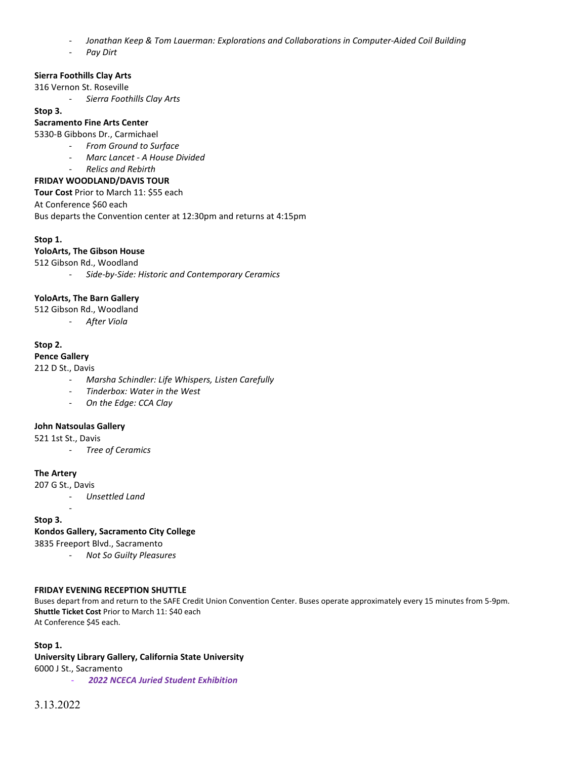- *Jonathan Keep & Tom Lauerman: Explorations and Collaborations in Computer-Aided Coil Building*
- *Pay Dirt*

**Sierra Foothills Clay Arts**
316 Vernon St. Roseville

- *Sierra Foothills Clay Arts*

**Stop 3.**
**Sacramento Fine Arts Center**
5330-B Gibbons Dr., Carmichael

- *From Ground to Surface*
- *Marc Lancet - A House Divided*
- *Relics and Rebirth*

**FRIDAY WOODLAND/DAVIS TOUR**

**Tour Cost** Prior to March 11: $55 each
At Conference $60 each
Bus departs the Convention center at 12:30pm and returns at 4:15pm

**Stop 1.**
**YoloArts, The Gibson House**
512 Gibson Rd., Woodland

- *Side-by-Side: Historic and Contemporary Ceramics*

**YoloArts, The Barn Gallery**
512 Gibson Rd., Woodland

- *After Viola*

**Stop 2.**
**Pence Gallery**
212 D St., Davis

- *Marsha Schindler: Life Whispers, Listen Carefully*
- *Tinderbox: Water in the West*
- *On the Edge: CCA Clay*

**John Natsoulas Gallery**
521 1st St., Davis

- *Tree of Ceramics*

**The Artery**
207 G St., Davis

- *Unsettled Land*

**Stop 3.**
**Kondos Gallery, Sacramento City College**
3835 Freeport Blvd., Sacramento

- *Not So Guilty Pleasures*

**FRIDAY EVENING RECEPTION SHUTTLE**

Buses depart from and return to the SAFE Credit Union Convention Center. Buses operate approximately every 15 minutes from 5-9pm.
**Shuttle Ticket Cost** Prior to March 11: $40 each
At Conference $45 each.

**Stop 1.**
**University Library Gallery, California State University**
6000 J St., Sacramento

- ***2022 NCECA Juried Student Exhibition***

3.13.2022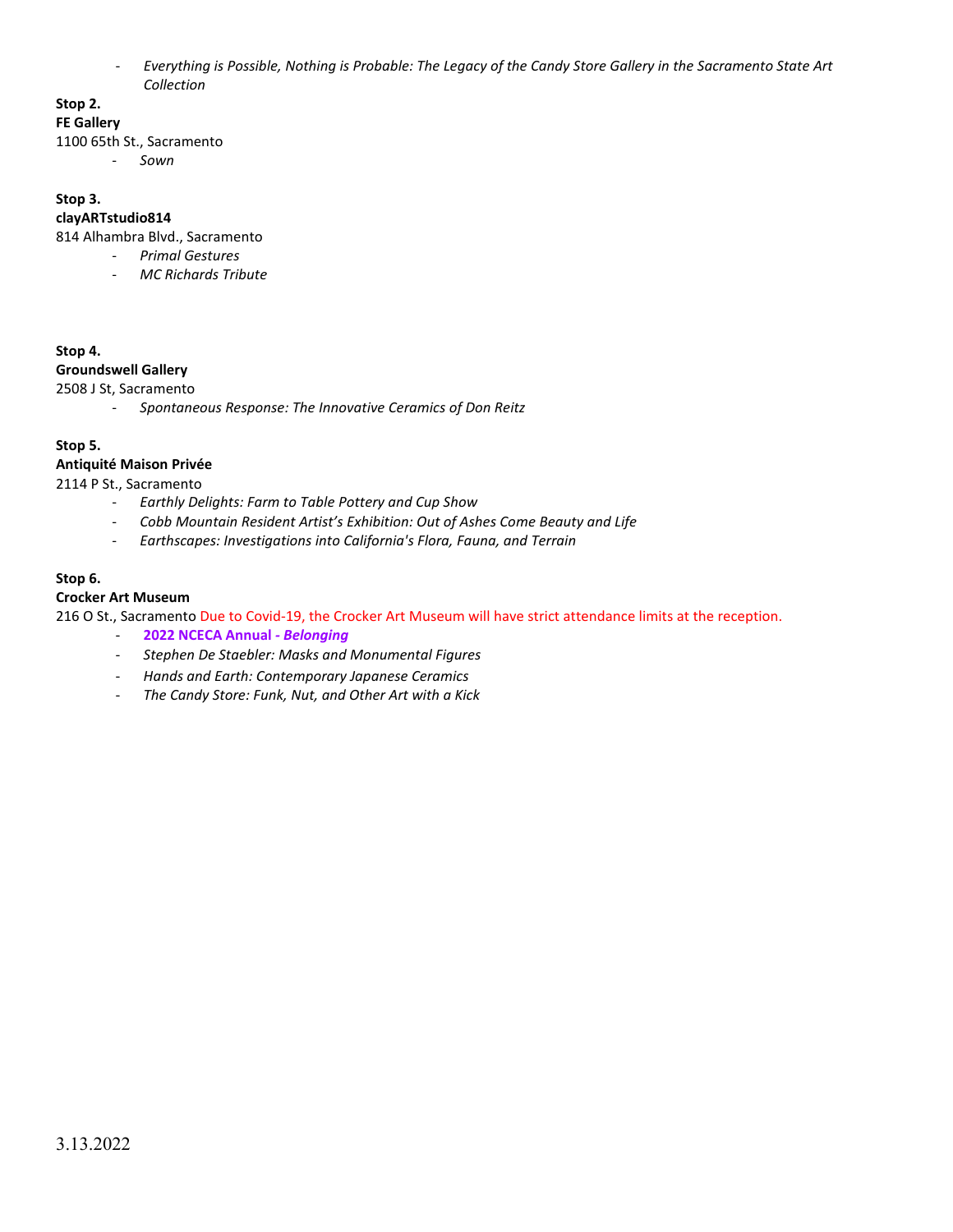- *Everything is Possible, Nothing is Probable: The Legacy of the Candy Store Gallery in the Sacramento State Art Collection*

**Stop 2.**
**FE Gallery**
1100 65th St., Sacramento

- *Sown*

**Stop 3.**
**clayARTstudio814**
814 Alhambra Blvd., Sacramento

- *Primal Gestures*
- *MC Richards Tribute*

**Stop 4.**
**Groundswell Gallery**
2508 J St, Sacramento

- *Spontaneous Response: The Innovative Ceramics of Don Reitz*

**Stop 5.**
**Antiquité Maison Privée**
2114 P St., Sacramento

- *Earthly Delights: Farm to Table Pottery and Cup Show*
- *Cobb Mountain Resident Artist's Exhibition: Out of Ashes Come Beauty and Life*
- *Earthscapes: Investigations into California's Flora, Fauna, and Terrain*

**Stop 6.**
**Crocker Art Museum**
216 O St., Sacramento Due to Covid-19, the Crocker Art Museum will have strict attendance limits at the reception.

- **2022 NCECA Annual - *Belonging***
- *Stephen De Staebler: Masks and Monumental Figures*
- *Hands and Earth: Contemporary Japanese Ceramics*
- *The Candy Store: Funk, Nut, and Other Art with a Kick*

3.13.2022